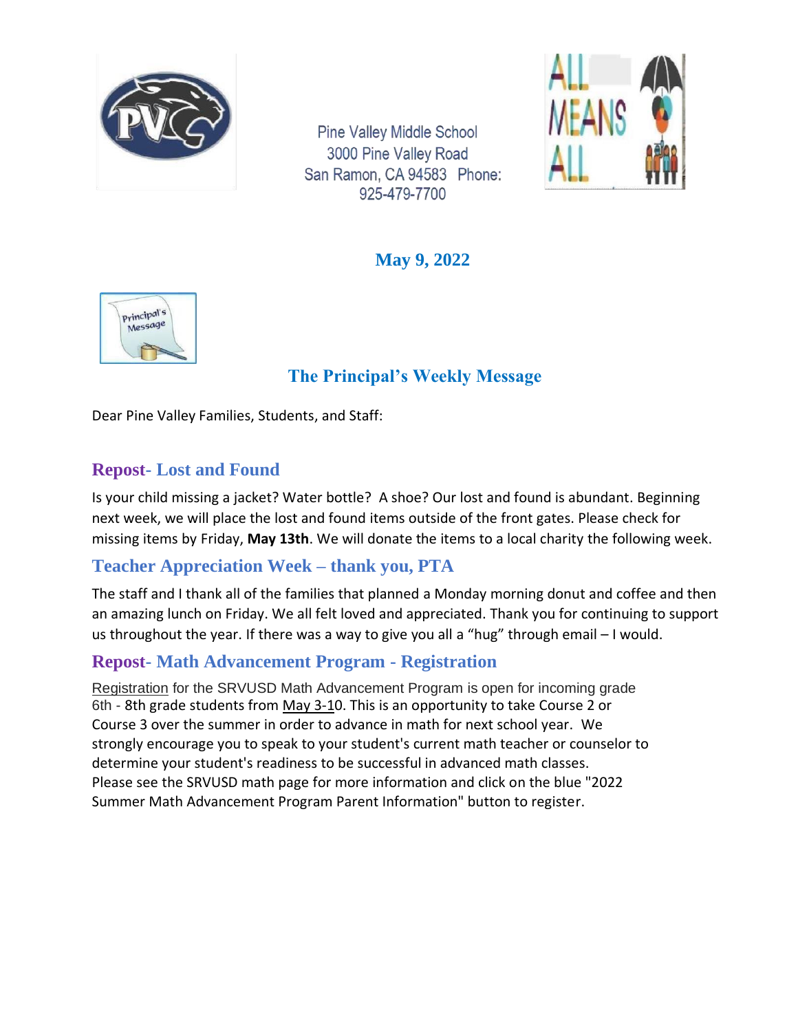Pine Valley Middle School
3000 Pine Valley Road
San Ramon, CA 94583 Phone: 925-479-7700

**May 9, 2022**

## The Principal's Weekly Message

Dear Pine Valley Families, Students, and Staff:

### Repost- Lost and Found

Is your child missing a jacket? Water bottle? A shoe? Our lost and found is abundant. Beginning next week, we will place the lost and found items outside of the front gates. Please check for missing items by Friday, **May 13th**. We will donate the items to a local charity the following week.

### Teacher Appreciation Week – thank you, PTA

The staff and I thank all of the families that planned a Monday morning donut and coffee and then an amazing lunch on Friday. We all felt loved and appreciated. Thank you for continuing to support us throughout the year. If there was a way to give you all a "hug" through email – I would.

### Repost- Math Advancement Program - Registration

Registration for the SRVUSD Math Advancement Program is open for incoming grade 6th - 8th grade students from May 3-10. This is an opportunity to take Course 2 or Course 3 over the summer in order to advance in math for next school year. We strongly encourage you to speak to your student's current math teacher or counselor to determine your student's readiness to be successful in advanced math classes. Please see the SRVUSD math page for more information and click on the blue "2022 Summer Math Advancement Program Parent Information" button to register.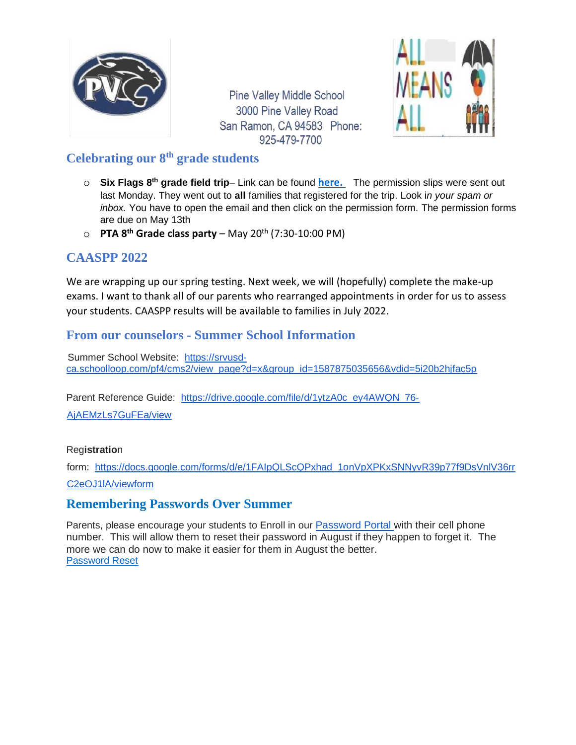Pine Valley Middle School
3000 Pine Valley Road
San Ramon, CA 94583 Phone:
925-479-7700

## Celebrating our 8th grade students

- **Six Flags 8th grade field trip**– Link can be found **here.** The permission slips were sent out last Monday. They went out to **all** families that registered for the trip. Look i*n your spam or inbox.* You have to open the email and then click on the permission form. The permission forms are due on May 13th
- **PTA 8th Grade class party** – May 20th (7:30-10:00 PM)

## CAASPP 2022

We are wrapping up our spring testing. Next week, we will (hopefully) complete the make-up exams. I want to thank all of our parents who rearranged appointments in order for us to assess your students. CAASPP results will be available to families in July 2022.

## From our counselors - Summer School Information

Summer School Website: https://srvusd-ca.schoolloop.com/pf4/cms2/view_page?d=x&group_id=1587875035656&vdid=5i20b2hjfac5p

Parent Reference Guide: https://drive.google.com/file/d/1ytzA0c_ey4AWQN_76-AjAEMzLs7GuFEa/view

Registration form: https://docs.google.com/forms/d/e/1FAIpQLScQPxhad_1onVpXPKxSNNyvR39p77f9DsVnlV36rrC2eOJ1lA/viewform

## Remembering Passwords Over Summer

Parents, please encourage your students to Enroll in our Password Portal with their cell phone number. This will allow them to reset their password in August if they happen to forget it. The more we can do now to make it easier for them in August the better.
Password Reset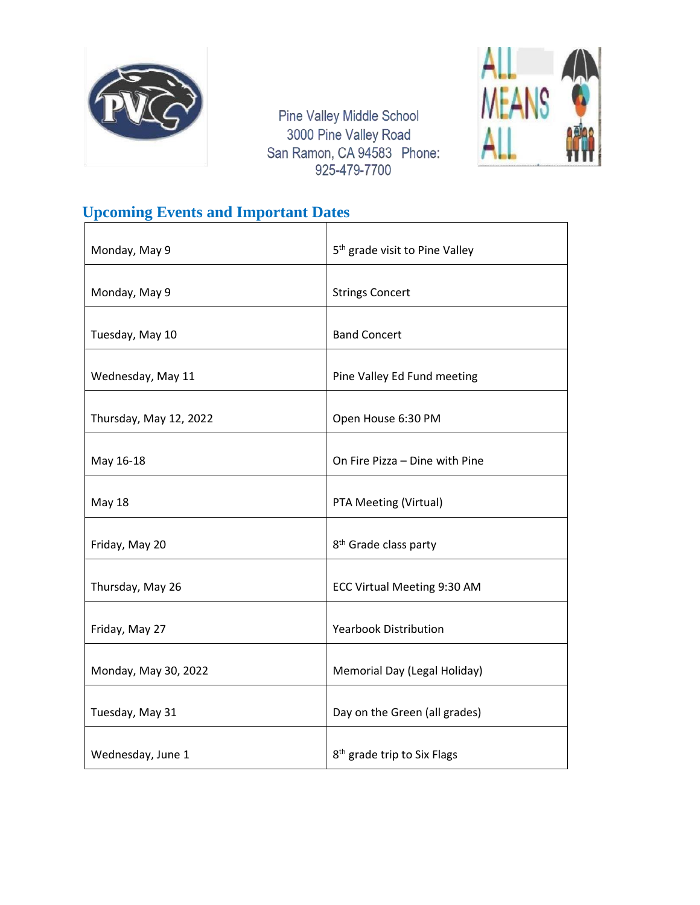Pine Valley Middle School
3000 Pine Valley Road
San Ramon, CA 94583 Phone:
925-479-7700

## Upcoming Events and Important Dates

| | |
|---|---|
| Monday, May 9 | 5th grade visit to Pine Valley |
| Monday, May 9 | Strings Concert |
| Tuesday, May 10 | Band Concert |
| Wednesday, May 11 | Pine Valley Ed Fund meeting |
| Thursday, May 12, 2022 | Open House 6:30 PM |
| May 16-18 | On Fire Pizza – Dine with Pine |
| May 18 | PTA Meeting (Virtual) |
| Friday, May 20 | 8th Grade class party |
| Thursday, May 26 | ECC Virtual Meeting 9:30 AM |
| Friday, May 27 | Yearbook Distribution |
| Monday, May 30, 2022 | Memorial Day (Legal Holiday) |
| Tuesday, May 31 | Day on the Green (all grades) |
| Wednesday, June 1 | 8th grade trip to Six Flags |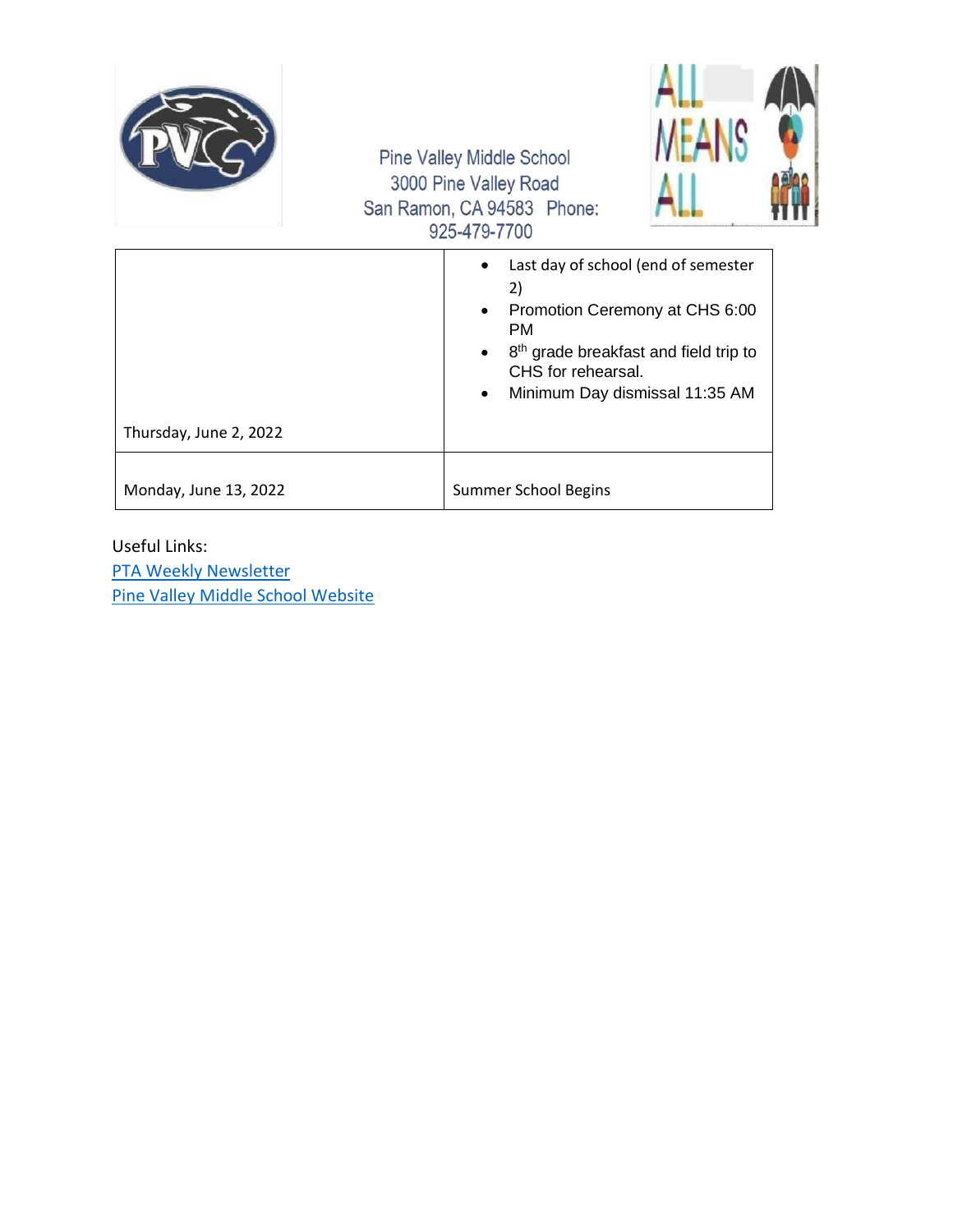Pine Valley Middle School
3000 Pine Valley Road
San Ramon, CA 94583 Phone: 925-479-7700

| | |
|---|---|
| Thursday, June 2, 2022 | • Last day of school (end of semester 2)<br>• Promotion Ceremony at CHS 6:00 PM<br>• 8th grade breakfast and field trip to CHS for rehearsal.<br>• Minimum Day dismissal 11:35 AM |
| Monday, June 13, 2022 | Summer School Begins |

Useful Links:
PTA Weekly Newsletter
Pine Valley Middle School Website